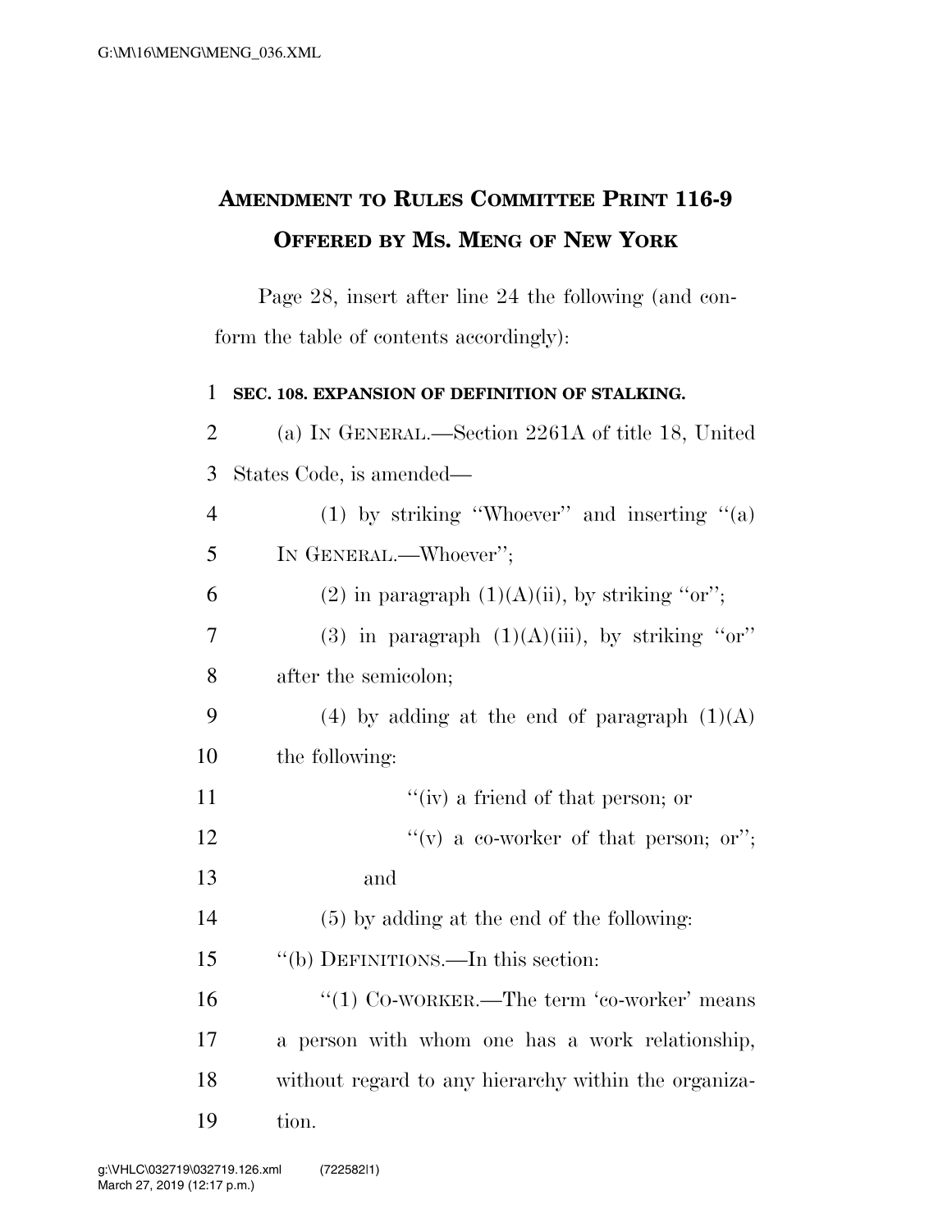# AMENDMENT TO RULES COMMITTEE PRINT 116-9 OFFERED BY MS. MENG OF NEW YORK

Page 28, insert after line 24 the following (and conform the table of contents accordingly):

**SEC. 108. EXPANSION OF DEFINITION OF STALKING.**

(a) IN GENERAL.—Section 2261A of title 18, United States Code, is amended—

(1) by striking "Whoever" and inserting "(a) IN GENERAL.—Whoever";

(2) in paragraph (1)(A)(ii), by striking "or";

(3) in paragraph (1)(A)(iii), by striking "or" after the semicolon;

(4) by adding at the end of paragraph (1)(A) the following:

"(iv) a friend of that person; or

"(v) a co-worker of that person; or"; and

(5) by adding at the end of the following:

"(b) DEFINITIONS.—In this section:

"(1) CO-WORKER.—The term 'co-worker' means a person with whom one has a work relationship, without regard to any hierarchy within the organization.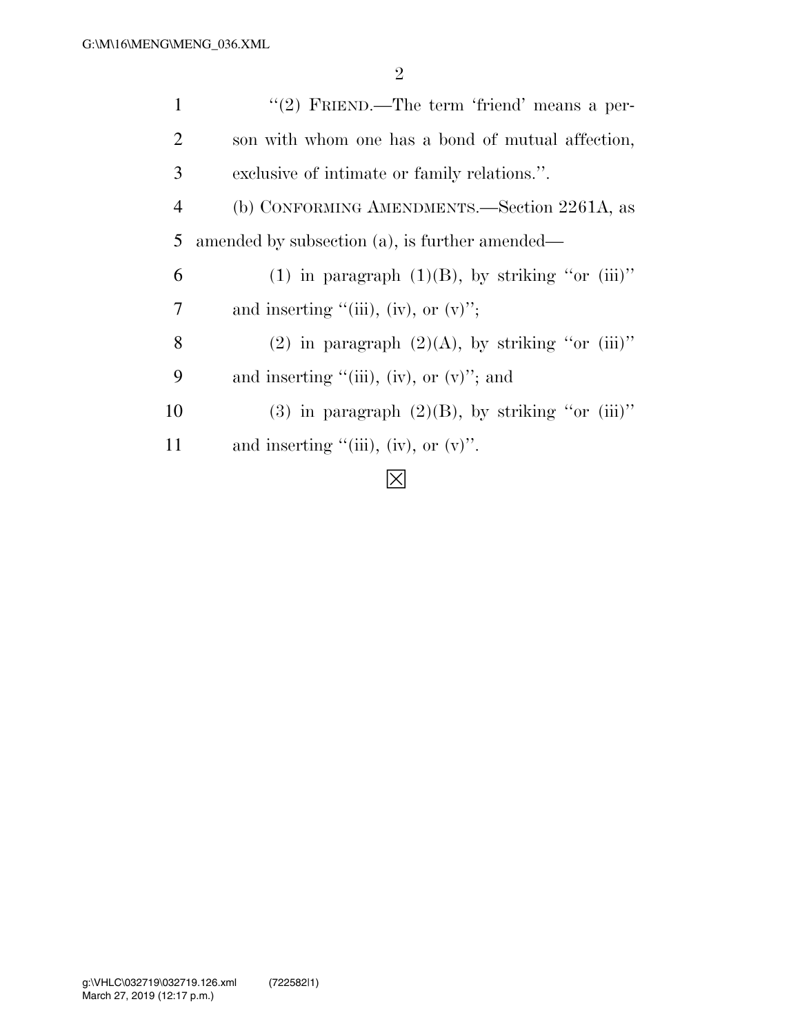"(2) FRIEND.—The term 'friend' means a person with whom one has a bond of mutual affection, exclusive of intimate or family relations.".

(b) CONFORMING AMENDMENTS.—Section 2261A, as amended by subsection (a), is further amended—

(1) in paragraph (1)(B), by striking "or (iii)" and inserting "(iii), (iv), or (v)";

(2) in paragraph (2)(A), by striking "or (iii)" and inserting "(iii), (iv), or (v)"; and

(3) in paragraph (2)(B), by striking "or (iii)" and inserting "(iii), (iv), or (v)".